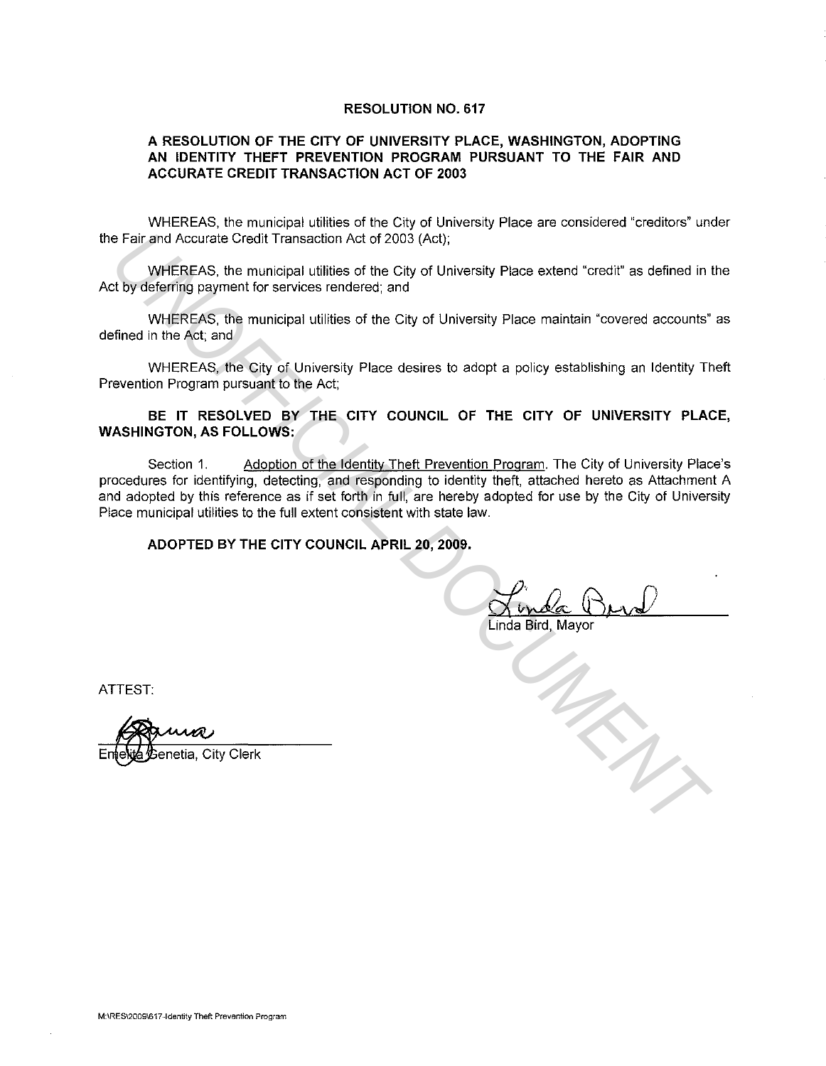# RESOLUTION NO. 617

## A RESOLUTION OF THE CITY OF UNIVERSITY PLACE, WASHINGTON, ADOPTING AN IDENTITY THEFT PREVENTION PROGRAM PURSUANT TO THE FAIR AND ACCURATE CREDIT TRANSACTION ACT OF 2003

WHEREAS, the municipal utilities of the City of University Place are considered "creditors" under the Fair and Accurate Credit Transaction Act of 2003 (Act);

WHEREAS, the municipal utilities of the City of University Place extend "credit" as defined in the Act by deferring payment for services rendered; and

WHEREAS, the municipal utilities of the City of University Place maintain "covered accounts" as defined in the Act; and

WHEREAS, the City of University Place desires to adopt a policy establishing an Identity Theft Prevention Program pursuant to the Act;

**BE IT RESOLVED BY THE CITY COUNCIL OF THE CITY OF UNIVERSITY PLACE, WASHINGTON, AS FOLLOWS:**

Section 1. Adoption of the Identity Theft Prevention Program. The City of University Place's procedures for identifying, detecting, and responding to identity theft, attached hereto as Attachment A and adopted by this reference as if set forth in full, are hereby adopted for use by the City of University Place municipal utilities to the full extent consistent with state law.

**ADOPTED BY THE CITY COUNCIL APRIL 20, 2009.**

Linda Bird, Mayor

ATTEST:

Emelita Genetia, City Clerk

M:\RES\2009\617-Identity Theft Prevention Program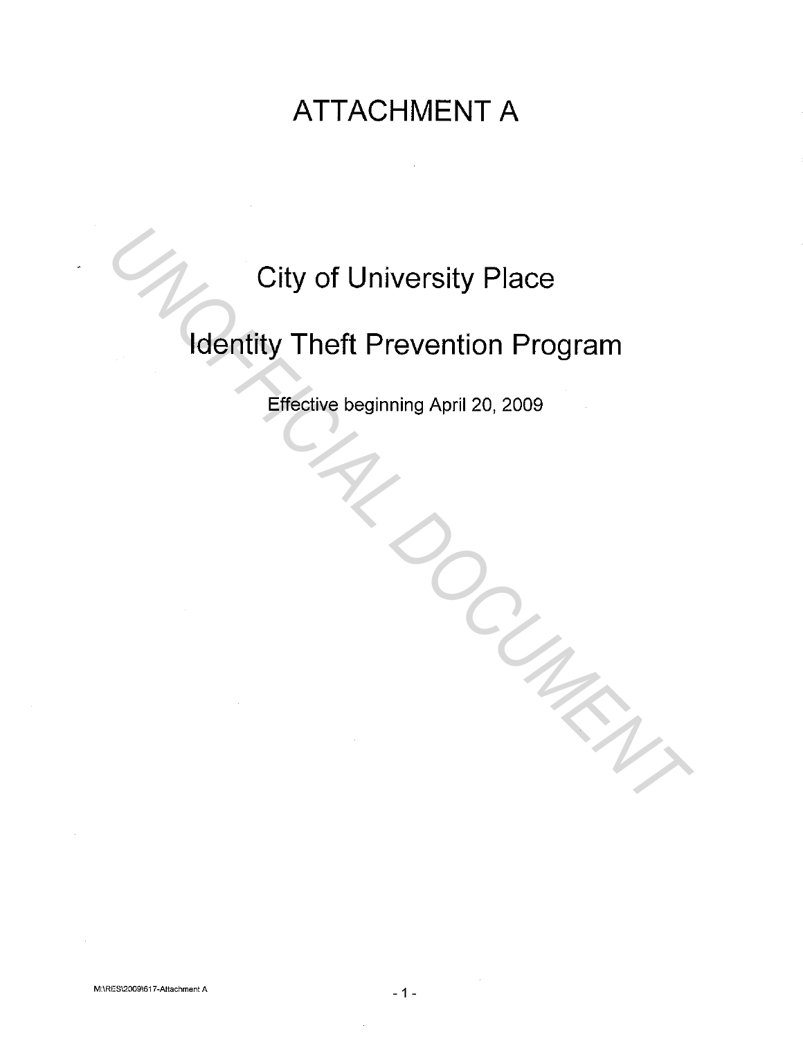# ATTACHMENT A

## City of University Place

## Identity Theft Prevention Program

Effective beginning April 20, 2009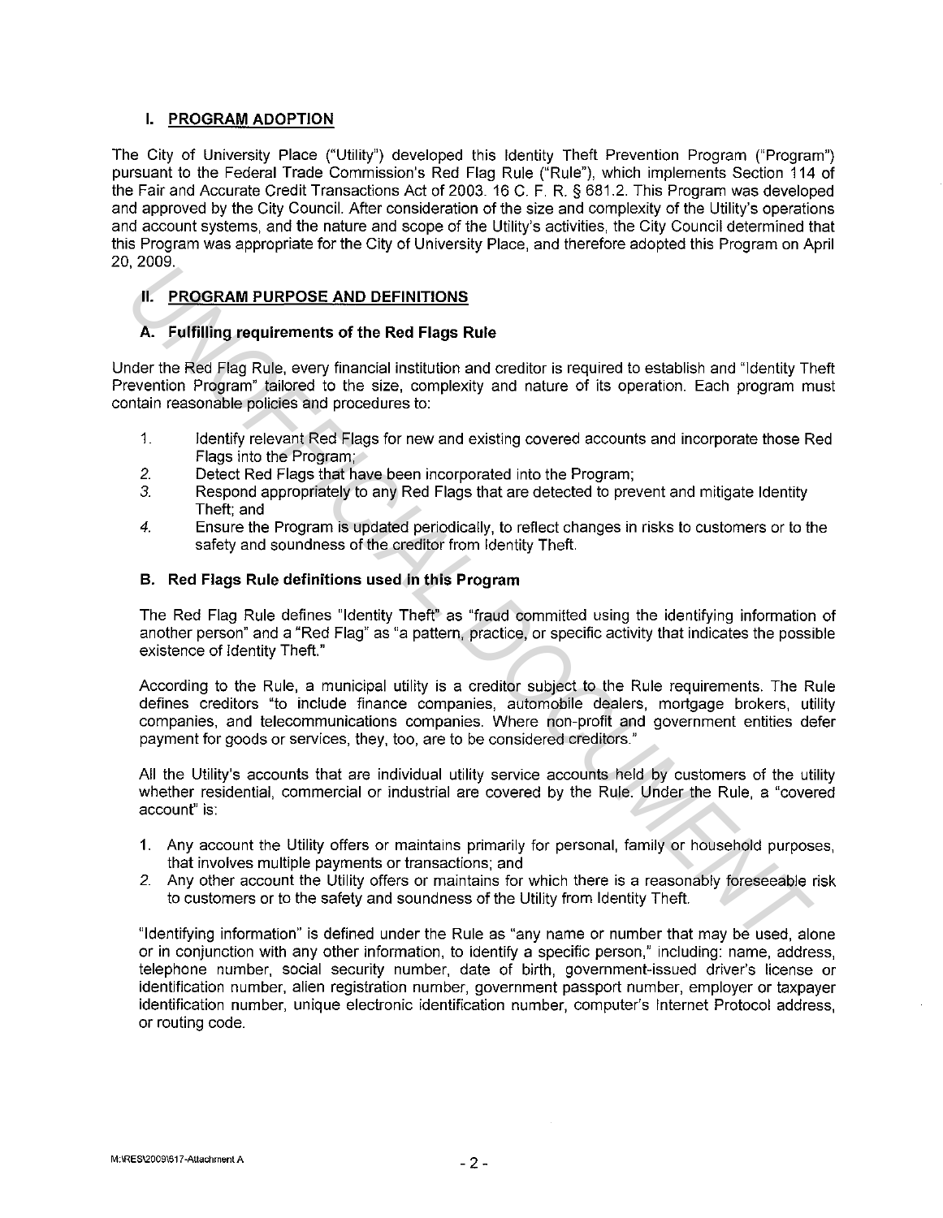## I. PROGRAM ADOPTION

The City of University Place ("Utility") developed this Identity Theft Prevention Program ("Program") pursuant to the Federal Trade Commission's Red Flag Rule ("Rule"), which implements Section 114 of the Fair and Accurate Credit Transactions Act of 2003. 16 C. F. R. § 681.2. This Program was developed and approved by the City Council. After consideration of the size and complexity of the Utility's operations and account systems, and the nature and scope of the Utility's activities, the City Council determined that this Program was appropriate for the City of University Place, and therefore adopted this Program on April 20, 2009.

## II. PROGRAM PURPOSE AND DEFINITIONS

### A. Fulfilling requirements of the Red Flags Rule

Under the Red Flag Rule, every financial institution and creditor is required to establish and "Identity Theft Prevention Program" tailored to the size, complexity and nature of its operation. Each program must contain reasonable policies and procedures to:

1. Identify relevant Red Flags for new and existing covered accounts and incorporate those Red Flags into the Program;
2. Detect Red Flags that have been incorporated into the Program;
3. Respond appropriately to any Red Flags that are detected to prevent and mitigate Identity Theft; and
4. Ensure the Program is updated periodically, to reflect changes in risks to customers or to the safety and soundness of the creditor from Identity Theft.

### B. Red Flags Rule definitions used in this Program

The Red Flag Rule defines "Identity Theft" as "fraud committed using the identifying information of another person" and a "Red Flag" as "a pattern, practice, or specific activity that indicates the possible existence of Identity Theft."

According to the Rule, a municipal utility is a creditor subject to the Rule requirements. The Rule defines creditors "to include finance companies, automobile dealers, mortgage brokers, utility companies, and telecommunications companies. Where non-profit and government entities defer payment for goods or services, they, too, are to be considered creditors."

All the Utility's accounts that are individual utility service accounts held by customers of the utility whether residential, commercial or industrial are covered by the Rule. Under the Rule, a "covered account" is:

1. Any account the Utility offers or maintains primarily for personal, family or household purposes, that involves multiple payments or transactions; and
2. Any other account the Utility offers or maintains for which there is a reasonably foreseeable risk to customers or to the safety and soundness of the Utility from Identity Theft.

"Identifying information" is defined under the Rule as "any name or number that may be used, alone or in conjunction with any other information, to identify a specific person," including: name, address, telephone number, social security number, date of birth, government-issued driver's license or identification number, alien registration number, government passport number, employer or taxpayer identification number, unique electronic identification number, computer's Internet Protocol address, or routing code.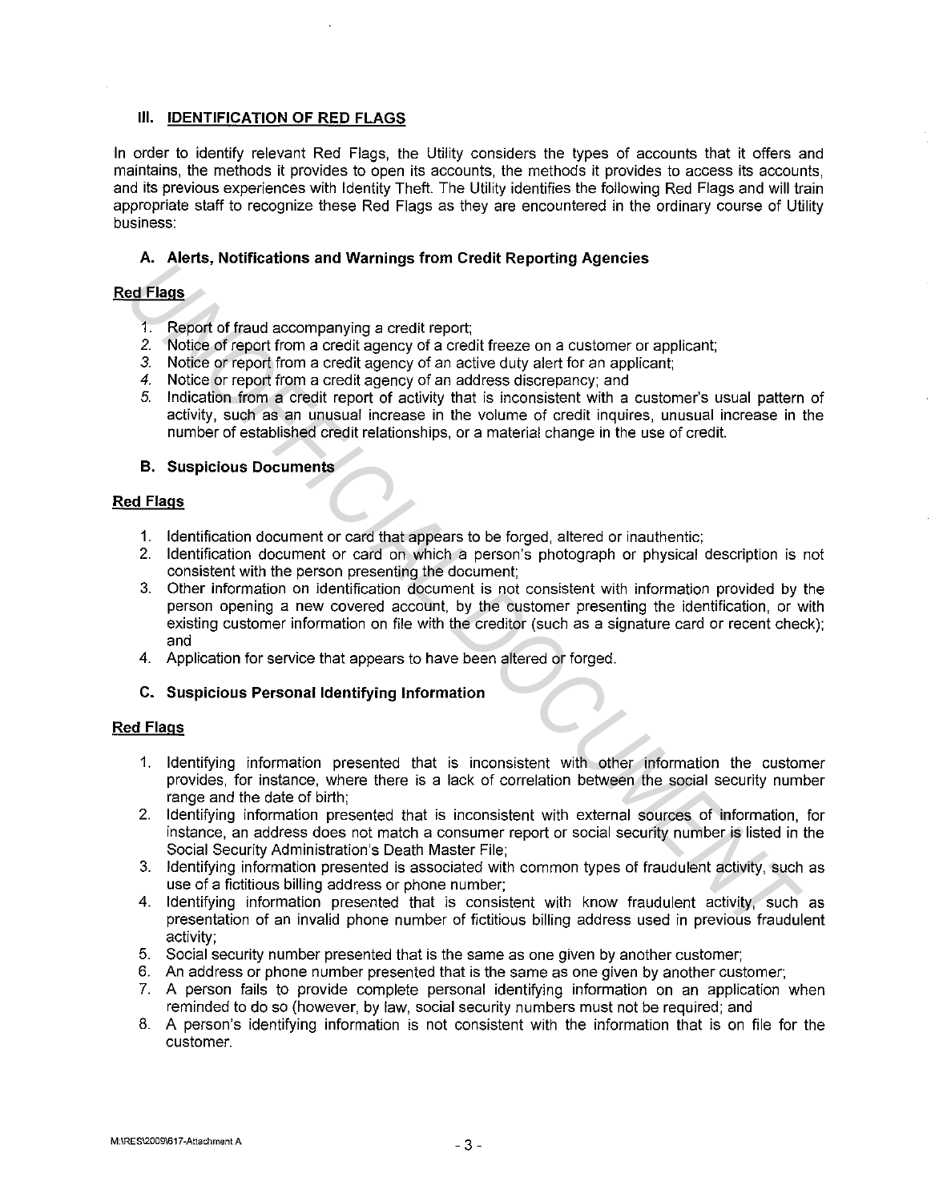## III. IDENTIFICATION OF RED FLAGS

In order to identify relevant Red Flags, the Utility considers the types of accounts that it offers and maintains, the methods it provides to open its accounts, the methods it provides to access its accounts, and its previous experiences with Identity Theft. The Utility identifies the following Red Flags and will train appropriate staff to recognize these Red Flags as they are encountered in the ordinary course of Utility business:

### A. Alerts, Notifications and Warnings from Credit Reporting Agencies

**Red Flags**

1. Report of fraud accompanying a credit report;
2. Notice of report from a credit agency of a credit freeze on a customer or applicant;
3. Notice or report from a credit agency of an active duty alert for an applicant;
4. Notice or report from a credit agency of an address discrepancy; and
5. Indication from a credit report of activity that is inconsistent with a customer's usual pattern of activity, such as an unusual increase in the volume of credit inquires, unusual increase in the number of established credit relationships, or a material change in the use of credit.

### B. Suspicious Documents

**Red Flags**

1. Identification document or card that appears to be forged, altered or inauthentic;
2. Identification document or card on which a person's photograph or physical description is not consistent with the person presenting the document;
3. Other information on identification document is not consistent with information provided by the person opening a new covered account, by the customer presenting the identification, or with existing customer information on file with the creditor (such as a signature card or recent check); and
4. Application for service that appears to have been altered or forged.

### C. Suspicious Personal Identifying Information

**Red Flags**

1. Identifying information presented that is inconsistent with other information the customer provides, for instance, where there is a lack of correlation between the social security number range and the date of birth;
2. Identifying information presented that is inconsistent with external sources of information, for instance, an address does not match a consumer report or social security number is listed in the Social Security Administration's Death Master File;
3. Identifying information presented is associated with common types of fraudulent activity, such as use of a fictitious billing address or phone number;
4. Identifying information presented that is consistent with know fraudulent activity, such as presentation of an invalid phone number of fictitious billing address used in previous fraudulent activity;
5. Social security number presented that is the same as one given by another customer;
6. An address or phone number presented that is the same as one given by another customer;
7. A person fails to provide complete personal identifying information on an application when reminded to do so (however, by law, social security numbers must not be required; and
8. A person's identifying information is not consistent with the information that is on file for the customer.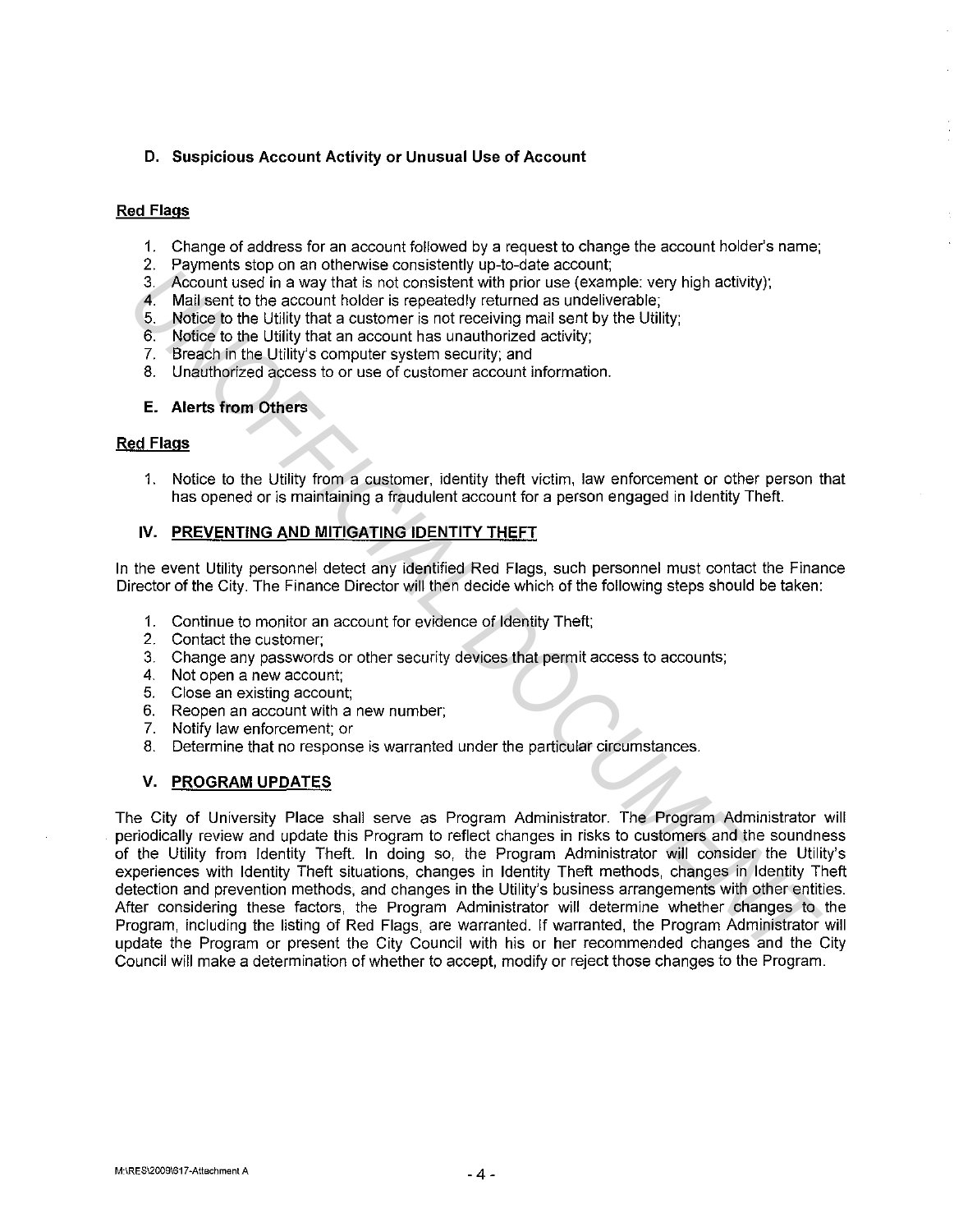### D. Suspicious Account Activity or Unusual Use of Account

**Red Flags**

1. Change of address for an account followed by a request to change the account holder's name;
2. Payments stop on an otherwise consistently up-to-date account;
3. Account used in a way that is not consistent with prior use (example: very high activity);
4. Mail sent to the account holder is repeatedly returned as undeliverable;
5. Notice to the Utility that a customer is not receiving mail sent by the Utility;
6. Notice to the Utility that an account has unauthorized activity;
7. Breach in the Utility's computer system security; and
8. Unauthorized access to or use of customer account information.

### E. Alerts from Others

**Red Flags**

1. Notice to the Utility from a customer, identity theft victim, law enforcement or other person that has opened or is maintaining a fraudulent account for a person engaged in Identity Theft.

## IV. PREVENTING AND MITIGATING IDENTITY THEFT

In the event Utility personnel detect any identified Red Flags, such personnel must contact the Finance Director of the City. The Finance Director will then decide which of the following steps should be taken:

1. Continue to monitor an account for evidence of Identity Theft;
2. Contact the customer;
3. Change any passwords or other security devices that permit access to accounts;
4. Not open a new account;
5. Close an existing account;
6. Reopen an account with a new number;
7. Notify law enforcement; or
8. Determine that no response is warranted under the particular circumstances.

## V. PROGRAM UPDATES

The City of University Place shall serve as Program Administrator. The Program Administrator will periodically review and update this Program to reflect changes in risks to customers and the soundness of the Utility from Identity Theft. In doing so, the Program Administrator will consider the Utility's experiences with Identity Theft situations, changes in Identity Theft methods, changes in Identity Theft detection and prevention methods, and changes in the Utility's business arrangements with other entities. After considering these factors, the Program Administrator will determine whether changes to the Program, including the listing of Red Flags, are warranted. If warranted, the Program Administrator will update the Program or present the City Council with his or her recommended changes and the City Council will make a determination of whether to accept, modify or reject those changes to the Program.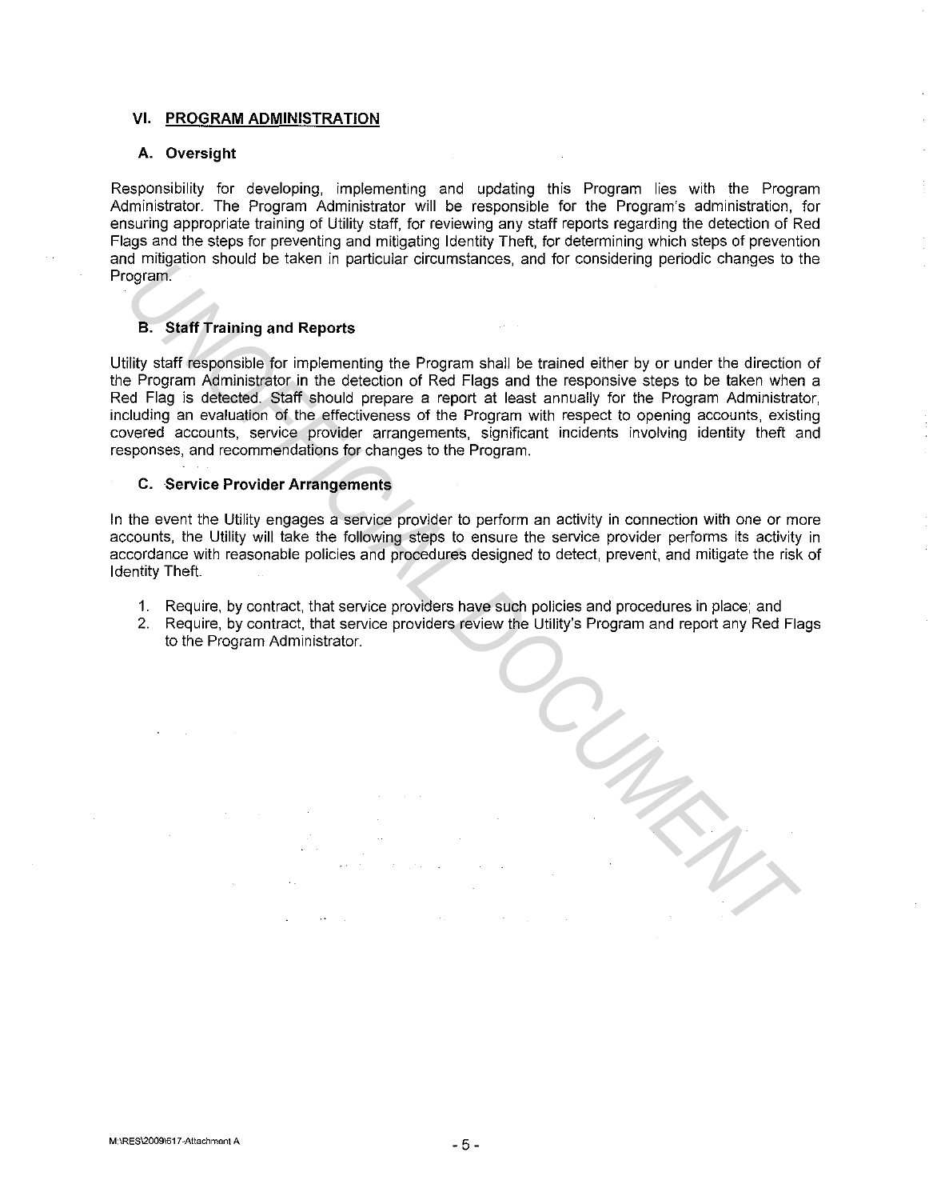## VI. PROGRAM ADMINISTRATION

### A. Oversight

Responsibility for developing, implementing and updating this Program lies with the Program Administrator. The Program Administrator will be responsible for the Program's administration, for ensuring appropriate training of Utility staff, for reviewing any staff reports regarding the detection of Red Flags and the steps for preventing and mitigating Identity Theft, for determining which steps of prevention and mitigation should be taken in particular circumstances, and for considering periodic changes to the Program.

### B. Staff Training and Reports

Utility staff responsible for implementing the Program shall be trained either by or under the direction of the Program Administrator in the detection of Red Flags and the responsive steps to be taken when a Red Flag is detected. Staff should prepare a report at least annually for the Program Administrator, including an evaluation of the effectiveness of the Program with respect to opening accounts, existing covered accounts, service provider arrangements, significant incidents involving identity theft and responses, and recommendations for changes to the Program.

### C. Service Provider Arrangements

In the event the Utility engages a service provider to perform an activity in connection with one or more accounts, the Utility will take the following steps to ensure the service provider performs its activity in accordance with reasonable policies and procedures designed to detect, prevent, and mitigate the risk of Identity Theft.

1. Require, by contract, that service providers have such policies and procedures in place; and
2. Require, by contract, that service providers review the Utility's Program and report any Red Flags to the Program Administrator.

UNOFFICIAL DOCUMENT

M:\RES\2009\617-Attachment A